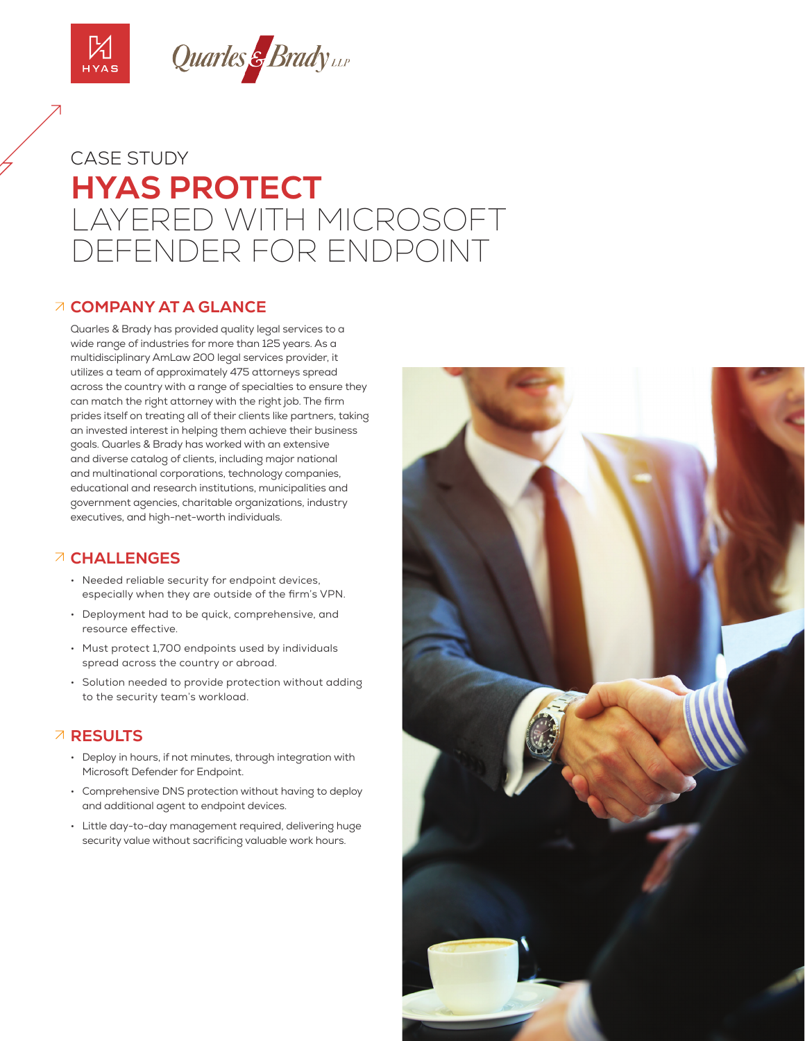# CASE STUDY

# HYAS PROTECT LAYERED WITH MICROSOFT DEFENDER FOR ENDPOINT

## COMPANY AT A GLANCE

Quarles & Brady has provided quality legal services to a wide range of industries for more than 125 years. As a multidisciplinary AmLaw 200 legal services provider, it utilizes a team of approximately 475 attorneys spread across the country with a range of specialties to ensure they can match the right attorney with the right job. The firm prides itself on treating all of their clients like partners, taking an invested interest in helping them achieve their business goals. Quarles & Brady has worked with an extensive and diverse catalog of clients, including major national and multinational corporations, technology companies, educational and research institutions, municipalities and government agencies, charitable organizations, industry executives, and high-net-worth individuals.

## CHALLENGES

- Needed reliable security for endpoint devices, especially when they are outside of the firm's VPN.
- Deployment had to be quick, comprehensive, and resource effective.
- Must protect 1,700 endpoints used by individuals spread across the country or abroad.
- Solution needed to provide protection without adding to the security team's workload.

## RESULTS

- Deploy in hours, if not minutes, through integration with Microsoft Defender for Endpoint.
- Comprehensive DNS protection without having to deploy and additional agent to endpoint devices.
- Little day-to-day management required, delivering huge security value without sacrificing valuable work hours.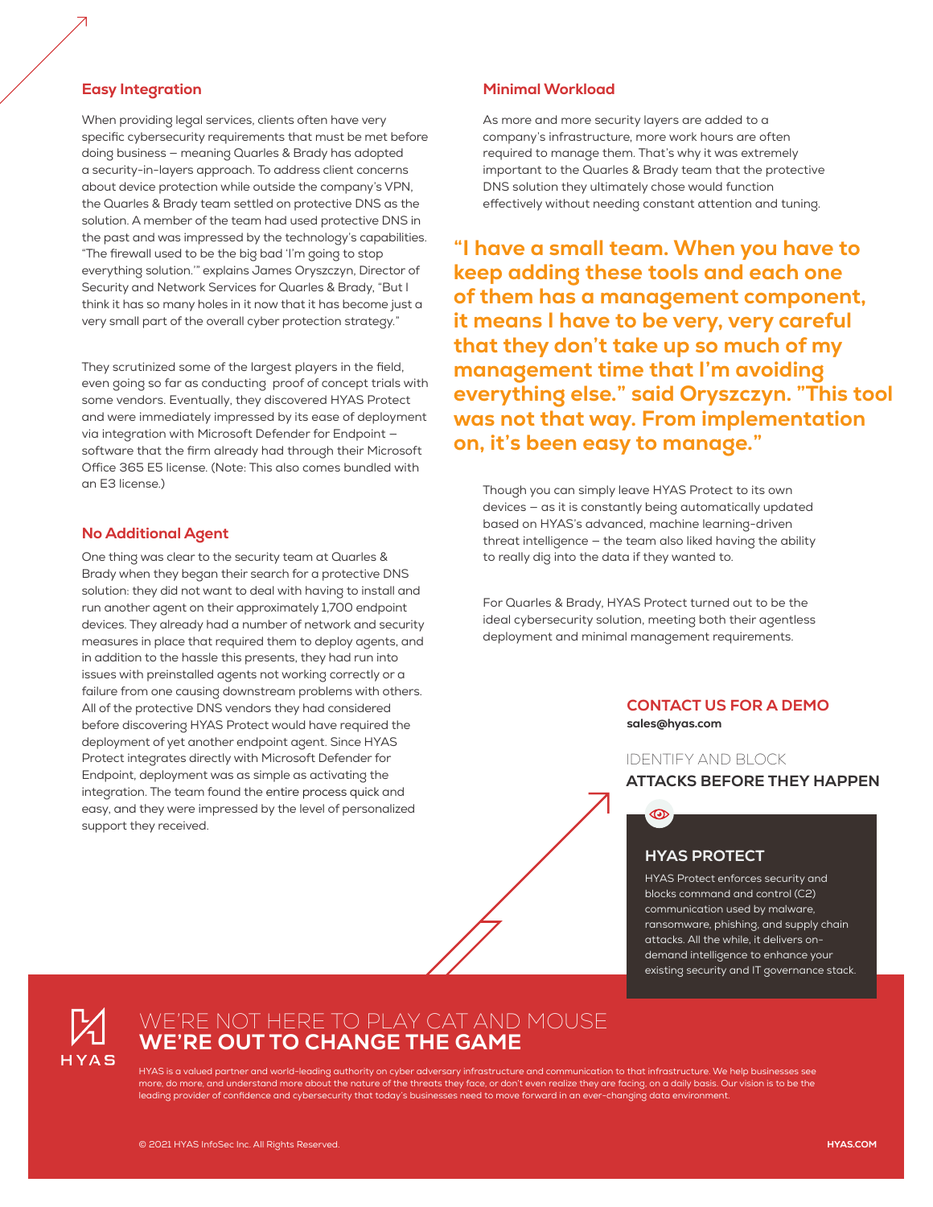## Easy Integration

When providing legal services, clients often have very specific cybersecurity requirements that must be met before doing business — meaning Quarles & Brady has adopted a security-in-layers approach. To address client concerns about device protection while outside the company's VPN, the Quarles & Brady team settled on protective DNS as the solution. A member of the team had used protective DNS in the past and was impressed by the technology's capabilities. "The firewall used to be the big bad 'I'm going to stop everything solution.'" explains James Oryszczyn, Director of Security and Network Services for Quarles & Brady, "But I think it has so many holes in it now that it has become just a very small part of the overall cyber protection strategy."

They scrutinized some of the largest players in the field, even going so far as conducting proof of concept trials with some vendors. Eventually, they discovered HYAS Protect and were immediately impressed by its ease of deployment via integration with Microsoft Defender for Endpoint — software that the firm already had through their Microsoft Office 365 E5 license. (Note: This also comes bundled with an E3 license.)

## No Additional Agent

One thing was clear to the security team at Quarles & Brady when they began their search for a protective DNS solution: they did not want to deal with having to install and run another agent on their approximately 1,700 endpoint devices. They already had a number of network and security measures in place that required them to deploy agents, and in addition to the hassle this presents, they had run into issues with preinstalled agents not working correctly or a failure from one causing downstream problems with others. All of the protective DNS vendors they had considered before discovering HYAS Protect would have required the deployment of yet another endpoint agent. Since HYAS Protect integrates directly with Microsoft Defender for Endpoint, deployment was as simple as activating the integration. The team found the entire process quick and easy, and they were impressed by the level of personalized support they received.

## Minimal Workload

As more and more security layers are added to a company's infrastructure, more work hours are often required to manage them. That's why it was extremely important to the Quarles & Brady team that the protective DNS solution they ultimately chose would function effectively without needing constant attention and tuning.

**"I have a small team. When you have to keep adding these tools and each one of them has a management component, it means I have to be very, very careful that they don't take up so much of my management time that I'm avoiding everything else." said Oryszczyn. "This tool was not that way. From implementation on, it's been easy to manage."**

Though you can simply leave HYAS Protect to its own devices — as it is constantly being automatically updated based on HYAS's advanced, machine learning-driven threat intelligence — the team also liked having the ability to really dig into the data if they wanted to.

For Quarles & Brady, HYAS Protect turned out to be the ideal cybersecurity solution, meeting both their agentless deployment and minimal management requirements.

**CONTACT US FOR A DEMO**
**sales@hyas.com**

IDENTIFY AND BLOCK
**ATTACKS BEFORE THEY HAPPEN**

### HYAS PROTECT

HYAS Protect enforces security and blocks command and control (C2) communication used by malware, ransomware, phishing, and supply chain attacks. All the while, it delivers on-demand intelligence to enhance your existing security and IT governance stack.

HYAS

WE'RE NOT HERE TO PLAY CAT AND MOUSE
**WE'RE OUT TO CHANGE THE GAME**

HYAS is a valued partner and world-leading authority on cyber adversary infrastructure and communication to that infrastructure. We help businesses see more, do more, and understand more about the nature of the threats they face, or don't even realize they are facing, on a daily basis. Our vision is to be the leading provider of confidence and cybersecurity that today's businesses need to move forward in an ever-changing data environment.

© 2021 HYAS InfoSec Inc. All Rights Reserved.

**HYAS.COM**